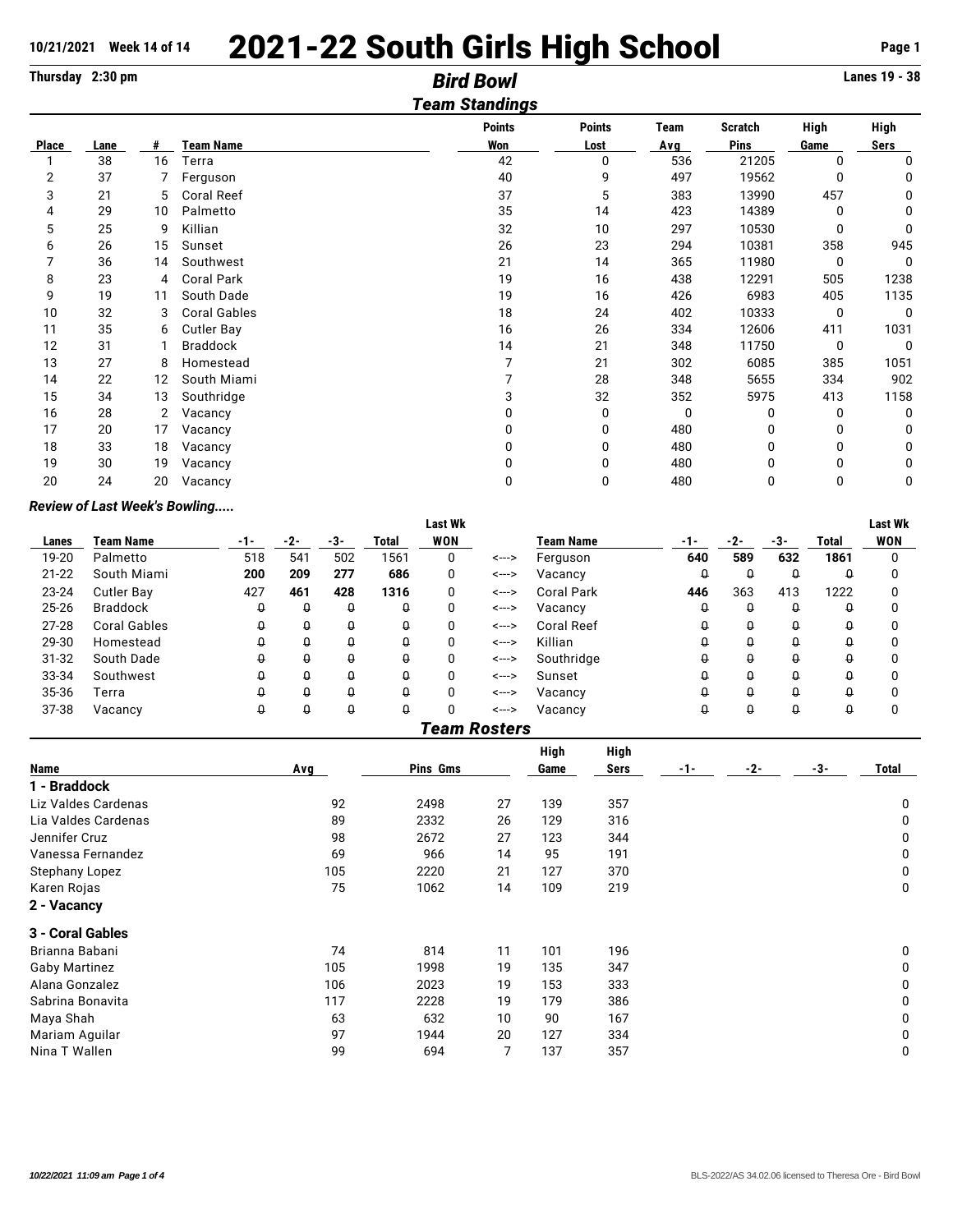# 2021-22 South Girls High School

10/21/2021 Week 14 of 14

Thursday 2:30 pm

## Bird Bowl

Lanes 19 - 38

### Team Standings

| Place | Lane | # | Team Name | Points Won | Points Lost | Team Avg | Scratch Pins | High Game | High Sers |
|---|---|---|---|---|---|---|---|---|---|
| 1 | 38 | 16 | Terra | 42 | 0 | 536 | 21205 | 0 | 0 |
| 2 | 37 | 7 | Ferguson | 40 | 9 | 497 | 19562 | 0 | 0 |
| 3 | 21 | 5 | Coral Reef | 37 | 5 | 383 | 13990 | 457 | 0 |
| 4 | 29 | 10 | Palmetto | 35 | 14 | 423 | 14389 | 0 | 0 |
| 5 | 25 | 9 | Killian | 32 | 10 | 297 | 10530 | 0 | 0 |
| 6 | 26 | 15 | Sunset | 26 | 23 | 294 | 10381 | 358 | 945 |
| 7 | 36 | 14 | Southwest | 21 | 14 | 365 | 11980 | 0 | 0 |
| 8 | 23 | 4 | Coral Park | 19 | 16 | 438 | 12291 | 505 | 1238 |
| 9 | 19 | 11 | South Dade | 19 | 16 | 426 | 6983 | 405 | 1135 |
| 10 | 32 | 3 | Coral Gables | 18 | 24 | 402 | 10333 | 0 | 0 |
| 11 | 35 | 6 | Cutler Bay | 16 | 26 | 334 | 12606 | 411 | 1031 |
| 12 | 31 | 1 | Braddock | 14 | 21 | 348 | 11750 | 0 | 0 |
| 13 | 27 | 8 | Homestead | 7 | 21 | 302 | 6085 | 385 | 1051 |
| 14 | 22 | 12 | South Miami | 7 | 28 | 348 | 5655 | 334 | 902 |
| 15 | 34 | 13 | Southridge | 3 | 32 | 352 | 5975 | 413 | 1158 |
| 16 | 28 | 2 | Vacancy | 0 | 0 | 0 | 0 | 0 | 0 |
| 17 | 20 | 17 | Vacancy | 0 | 0 | 480 | 0 | 0 | 0 |
| 18 | 33 | 18 | Vacancy | 0 | 0 | 480 | 0 | 0 | 0 |
| 19 | 30 | 19 | Vacancy | 0 | 0 | 480 | 0 | 0 | 0 |
| 20 | 24 | 20 | Vacancy | 0 | 0 | 480 | 0 | 0 | 0 |

*Review of Last Week's Bowling.....*

| Lanes | Team Name | -1- | -2- | -3- | Total | Last Wk WON | | Team Name | -1- | -2- | -3- | Total | Last Wk WON |
|---|---|---|---|---|---|---|---|---|---|---|---|---|---|
| 19-20 | Palmetto | 518 | 541 | 502 | 1561 | 0 | <---> | Ferguson | **640** | **589** | **632** | **1861** | 0 |
| 21-22 | South Miami | **200** | **209** | **277** | **686** | 0 | <---> | Vacancy | 0 | 0 | 0 | 0 | 0 |
| 23-24 | Cutler Bay | 427 | **461** | **428** | **1316** | 0 | <---> | Coral Park | **446** | 363 | 413 | 1222 | 0 |
| 25-26 | Braddock | 0 | 0 | 0 | 0 | 0 | <---> | Vacancy | 0 | 0 | 0 | 0 | 0 |
| 27-28 | Coral Gables | 0 | 0 | 0 | 0 | 0 | <---> | Coral Reef | 0 | 0 | 0 | 0 | 0 |
| 29-30 | Homestead | 0 | 0 | 0 | 0 | 0 | <---> | Killian | 0 | 0 | 0 | 0 | 0 |
| 31-32 | South Dade | 0 | 0 | 0 | 0 | 0 | <---> | Southridge | 0 | 0 | 0 | 0 | 0 |
| 33-34 | Southwest | 0 | 0 | 0 | 0 | 0 | <---> | Sunset | 0 | 0 | 0 | 0 | 0 |
| 35-36 | Terra | 0 | 0 | 0 | 0 | 0 | <---> | Vacancy | 0 | 0 | 0 | 0 | 0 |
| 37-38 | Vacancy | 0 | 0 | 0 | 0 | 0 | <---> | Vacancy | 0 | 0 | 0 | 0 | 0 |

### Team Rosters

| Name | Avg | Pins | Gms | High Game | High Sers | -1- | -2- | -3- | Total |
|---|---|---|---|---|---|---|---|---|---|
| **1 - Braddock** | | | | | | | | | |
| Liz Valdes Cardenas | 92 | 2498 | 27 | 139 | 357 | | | | 0 |
| Lia Valdes Cardenas | 89 | 2332 | 26 | 129 | 316 | | | | 0 |
| Jennifer Cruz | 98 | 2672 | 27 | 123 | 344 | | | | 0 |
| Vanessa Fernandez | 69 | 966 | 14 | 95 | 191 | | | | 0 |
| Stephany Lopez | 105 | 2220 | 21 | 127 | 370 | | | | 0 |
| Karen Rojas | 75 | 1062 | 14 | 109 | 219 | | | | 0 |
| **2 - Vacancy** | | | | | | | | | |
| **3 - Coral Gables** | | | | | | | | | |
| Brianna Babani | 74 | 814 | 11 | 101 | 196 | | | | 0 |
| Gaby Martinez | 105 | 1998 | 19 | 135 | 347 | | | | 0 |
| Alana Gonzalez | 106 | 2023 | 19 | 153 | 333 | | | | 0 |
| Sabrina Bonavita | 117 | 2228 | 19 | 179 | 386 | | | | 0 |
| Maya Shah | 63 | 632 | 10 | 90 | 167 | | | | 0 |
| Mariam Aguilar | 97 | 1944 | 20 | 127 | 334 | | | | 0 |
| Nina T Wallen | 99 | 694 | 7 | 137 | 357 | | | | 0 |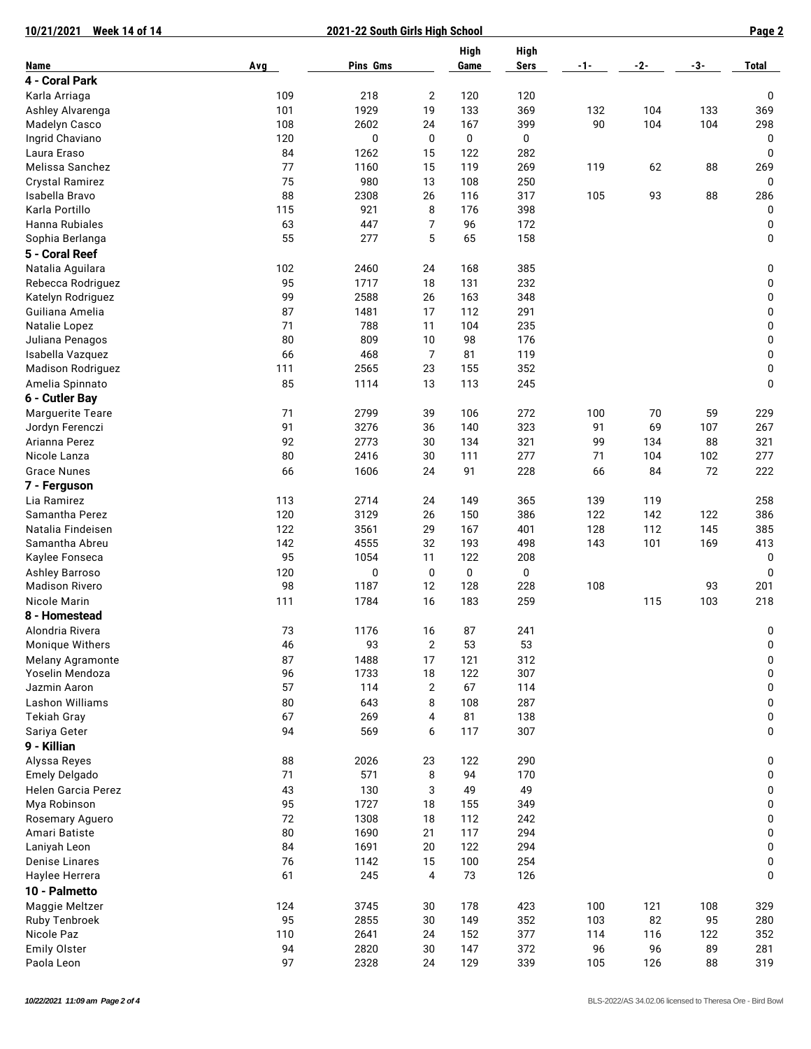| Name | Avg | Pins | Gms | High Game | High Sers | -1- | -2- | -3- | Total |
|---|---|---|---|---|---|---|---|---|---|
| **4 - Coral Park** | | | | | | | | | |
| Karla Arriaga | 109 | 218 | 2 | 120 | 120 | | | | 0 |
| Ashley Alvarenga | 101 | 1929 | 19 | 133 | 369 | 132 | 104 | 133 | 369 |
| Madelyn Casco | 108 | 2602 | 24 | 167 | 399 | 90 | 104 | 104 | 298 |
| Ingrid Chaviano | 120 | 0 | 0 | 0 | 0 | | | | 0 |
| Laura Eraso | 84 | 1262 | 15 | 122 | 282 | | | | 0 |
| Melissa Sanchez | 77 | 1160 | 15 | 119 | 269 | 119 | 62 | 88 | 269 |
| Crystal Ramirez | 75 | 980 | 13 | 108 | 250 | | | | 0 |
| Isabella Bravo | 88 | 2308 | 26 | 116 | 317 | 105 | 93 | 88 | 286 |
| Karla Portillo | 115 | 921 | 8 | 176 | 398 | | | | 0 |
| Hanna Rubiales | 63 | 447 | 7 | 96 | 172 | | | | 0 |
| Sophia Berlanga | 55 | 277 | 5 | 65 | 158 | | | | 0 |
| **5 - Coral Reef** | | | | | | | | | |
| Natalia Aguilara | 102 | 2460 | 24 | 168 | 385 | | | | 0 |
| Rebecca Rodriguez | 95 | 1717 | 18 | 131 | 232 | | | | 0 |
| Katelyn Rodriguez | 99 | 2588 | 26 | 163 | 348 | | | | 0 |
| Guiliana Amelia | 87 | 1481 | 17 | 112 | 291 | | | | 0 |
| Natalie Lopez | 71 | 788 | 11 | 104 | 235 | | | | 0 |
| Juliana Penagos | 80 | 809 | 10 | 98 | 176 | | | | 0 |
| Isabella Vazquez | 66 | 468 | 7 | 81 | 119 | | | | 0 |
| Madison Rodriguez | 111 | 2565 | 23 | 155 | 352 | | | | 0 |
| Amelia Spinnato | 85 | 1114 | 13 | 113 | 245 | | | | 0 |
| **6 - Cutler Bay** | | | | | | | | | |
| Marguerite Teare | 71 | 2799 | 39 | 106 | 272 | 100 | 70 | 59 | 229 |
| Jordyn Ferenczi | 91 | 3276 | 36 | 140 | 323 | 91 | 69 | 107 | 267 |
| Arianna Perez | 92 | 2773 | 30 | 134 | 321 | 99 | 134 | 88 | 321 |
| Nicole Lanza | 80 | 2416 | 30 | 111 | 277 | 71 | 104 | 102 | 277 |
| Grace Nunes | 66 | 1606 | 24 | 91 | 228 | 66 | 84 | 72 | 222 |
| **7 - Ferguson** | | | | | | | | | |
| Lia Ramirez | 113 | 2714 | 24 | 149 | 365 | 139 | 119 | | 258 |
| Samantha Perez | 120 | 3129 | 26 | 150 | 386 | 122 | 142 | 122 | 386 |
| Natalia Findeisen | 122 | 3561 | 29 | 167 | 401 | 128 | 112 | 145 | 385 |
| Samantha Abreu | 142 | 4555 | 32 | 193 | 498 | 143 | 101 | 169 | 413 |
| Kaylee Fonseca | 95 | 1054 | 11 | 122 | 208 | | | | 0 |
| Ashley Barroso | 120 | 0 | 0 | 0 | 0 | | | | 0 |
| Madison Rivero | 98 | 1187 | 12 | 128 | 228 | 108 | | 93 | 201 |
| Nicole Marin | 111 | 1784 | 16 | 183 | 259 | | 115 | 103 | 218 |
| **8 - Homestead** | | | | | | | | | |
| Alondria Rivera | 73 | 1176 | 16 | 87 | 241 | | | | 0 |
| Monique Withers | 46 | 93 | 2 | 53 | 53 | | | | 0 |
| Melany Agramonte | 87 | 1488 | 17 | 121 | 312 | | | | 0 |
| Yoselin Mendoza | 96 | 1733 | 18 | 122 | 307 | | | | 0 |
| Jazmin Aaron | 57 | 114 | 2 | 67 | 114 | | | | 0 |
| Lashon Williams | 80 | 643 | 8 | 108 | 287 | | | | 0 |
| Tekiah Gray | 67 | 269 | 4 | 81 | 138 | | | | 0 |
| Sariya Geter | 94 | 569 | 6 | 117 | 307 | | | | 0 |
| **9 - Killian** | | | | | | | | | |
| Alyssa Reyes | 88 | 2026 | 23 | 122 | 290 | | | | 0 |
| Emely Delgado | 71 | 571 | 8 | 94 | 170 | | | | 0 |
| Helen Garcia Perez | 43 | 130 | 3 | 49 | 49 | | | | 0 |
| Mya Robinson | 95 | 1727 | 18 | 155 | 349 | | | | 0 |
| Rosemary Aguero | 72 | 1308 | 18 | 112 | 242 | | | | 0 |
| Amari Batiste | 80 | 1690 | 21 | 117 | 294 | | | | 0 |
| Laniyah Leon | 84 | 1691 | 20 | 122 | 294 | | | | 0 |
| Denise Linares | 76 | 1142 | 15 | 100 | 254 | | | | 0 |
| Haylee Herrera | 61 | 245 | 4 | 73 | 126 | | | | 0 |
| **10 - Palmetto** | | | | | | | | | |
| Maggie Meltzer | 124 | 3745 | 30 | 178 | 423 | 100 | 121 | 108 | 329 |
| Ruby Tenbroek | 95 | 2855 | 30 | 149 | 352 | 103 | 82 | 95 | 280 |
| Nicole Paz | 110 | 2641 | 24 | 152 | 377 | 114 | 116 | 122 | 352 |
| Emily Olster | 94 | 2820 | 30 | 147 | 372 | 96 | 96 | 89 | 281 |
| Paola Leon | 97 | 2328 | 24 | 129 | 339 | 105 | 126 | 88 | 319 |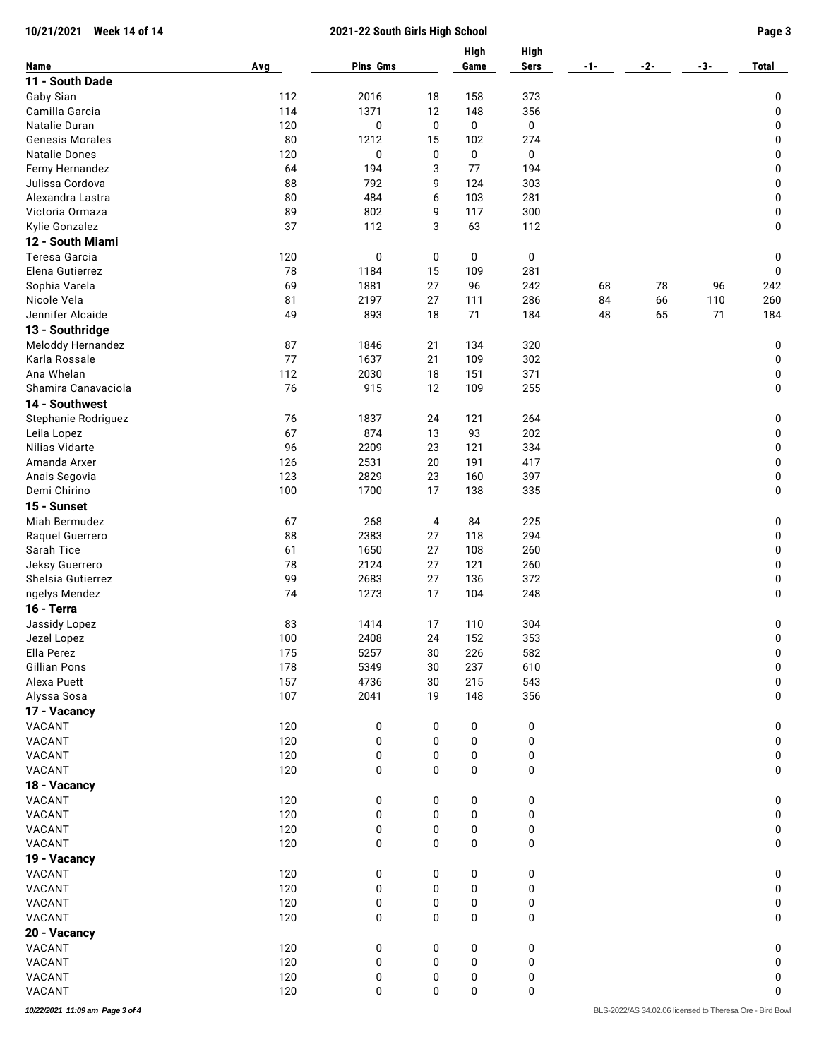| Name | Avg | Pins | Gms | High Game | High Sers | -1- | -2- | -3- | Total |
|---|---|---|---|---|---|---|---|---|---|
| **11 - South Dade** | | | | | | | | | |
| Gaby Sian | 112 | 2016 | 18 | 158 | 373 | | | | 0 |
| Camilla Garcia | 114 | 1371 | 12 | 148 | 356 | | | | 0 |
| Natalie Duran | 120 | 0 | 0 | 0 | 0 | | | | 0 |
| Genesis Morales | 80 | 1212 | 15 | 102 | 274 | | | | 0 |
| Natalie Dones | 120 | 0 | 0 | 0 | 0 | | | | 0 |
| Ferny Hernandez | 64 | 194 | 3 | 77 | 194 | | | | 0 |
| Julissa Cordova | 88 | 792 | 9 | 124 | 303 | | | | 0 |
| Alexandra Lastra | 80 | 484 | 6 | 103 | 281 | | | | 0 |
| Victoria Ormaza | 89 | 802 | 9 | 117 | 300 | | | | 0 |
| Kylie Gonzalez | 37 | 112 | 3 | 63 | 112 | | | | 0 |
| **12 - South Miami** | | | | | | | | | |
| Teresa Garcia | 120 | 0 | 0 | 0 | 0 | | | | 0 |
| Elena Gutierrez | 78 | 1184 | 15 | 109 | 281 | | | | 0 |
| Sophia Varela | 69 | 1881 | 27 | 96 | 242 | 68 | 78 | 96 | 242 |
| Nicole Vela | 81 | 2197 | 27 | 111 | 286 | 84 | 66 | 110 | 260 |
| Jennifer Alcaide | 49 | 893 | 18 | 71 | 184 | 48 | 65 | 71 | 184 |
| **13 - Southridge** | | | | | | | | | |
| Meloddy Hernandez | 87 | 1846 | 21 | 134 | 320 | | | | 0 |
| Karla Rossale | 77 | 1637 | 21 | 109 | 302 | | | | 0 |
| Ana Whelan | 112 | 2030 | 18 | 151 | 371 | | | | 0 |
| Shamira Canavaciola | 76 | 915 | 12 | 109 | 255 | | | | 0 |
| **14 - Southwest** | | | | | | | | | |
| Stephanie Rodriguez | 76 | 1837 | 24 | 121 | 264 | | | | 0 |
| Leila Lopez | 67 | 874 | 13 | 93 | 202 | | | | 0 |
| Nilias Vidarte | 96 | 2209 | 23 | 121 | 334 | | | | 0 |
| Amanda Arxer | 126 | 2531 | 20 | 191 | 417 | | | | 0 |
| Anais Segovia | 123 | 2829 | 23 | 160 | 397 | | | | 0 |
| Demi Chirino | 100 | 1700 | 17 | 138 | 335 | | | | 0 |
| **15 - Sunset** | | | | | | | | | |
| Miah Bermudez | 67 | 268 | 4 | 84 | 225 | | | | 0 |
| Raquel Guerrero | 88 | 2383 | 27 | 118 | 294 | | | | 0 |
| Sarah Tice | 61 | 1650 | 27 | 108 | 260 | | | | 0 |
| Jeksy Guerrero | 78 | 2124 | 27 | 121 | 260 | | | | 0 |
| Shelsia Gutierrez | 99 | 2683 | 27 | 136 | 372 | | | | 0 |
| ngelys Mendez | 74 | 1273 | 17 | 104 | 248 | | | | 0 |
| **16 - Terra** | | | | | | | | | |
| Jassidy Lopez | 83 | 1414 | 17 | 110 | 304 | | | | 0 |
| Jezel Lopez | 100 | 2408 | 24 | 152 | 353 | | | | 0 |
| Ella Perez | 175 | 5257 | 30 | 226 | 582 | | | | 0 |
| Gillian Pons | 178 | 5349 | 30 | 237 | 610 | | | | 0 |
| Alexa Puett | 157 | 4736 | 30 | 215 | 543 | | | | 0 |
| Alyssa Sosa | 107 | 2041 | 19 | 148 | 356 | | | | 0 |
| **17 - Vacancy** | | | | | | | | | |
| VACANT | 120 | 0 | 0 | 0 | 0 | | | | 0 |
| VACANT | 120 | 0 | 0 | 0 | 0 | | | | 0 |
| VACANT | 120 | 0 | 0 | 0 | 0 | | | | 0 |
| VACANT | 120 | 0 | 0 | 0 | 0 | | | | 0 |
| **18 - Vacancy** | | | | | | | | | |
| VACANT | 120 | 0 | 0 | 0 | 0 | | | | 0 |
| VACANT | 120 | 0 | 0 | 0 | 0 | | | | 0 |
| VACANT | 120 | 0 | 0 | 0 | 0 | | | | 0 |
| VACANT | 120 | 0 | 0 | 0 | 0 | | | | 0 |
| **19 - Vacancy** | | | | | | | | | |
| VACANT | 120 | 0 | 0 | 0 | 0 | | | | 0 |
| VACANT | 120 | 0 | 0 | 0 | 0 | | | | 0 |
| VACANT | 120 | 0 | 0 | 0 | 0 | | | | 0 |
| VACANT | 120 | 0 | 0 | 0 | 0 | | | | 0 |
| **20 - Vacancy** | | | | | | | | | |
| VACANT | 120 | 0 | 0 | 0 | 0 | | | | 0 |
| VACANT | 120 | 0 | 0 | 0 | 0 | | | | 0 |
| VACANT | 120 | 0 | 0 | 0 | 0 | | | | 0 |
| VACANT | 120 | 0 | 0 | 0 | 0 | | | | 0 |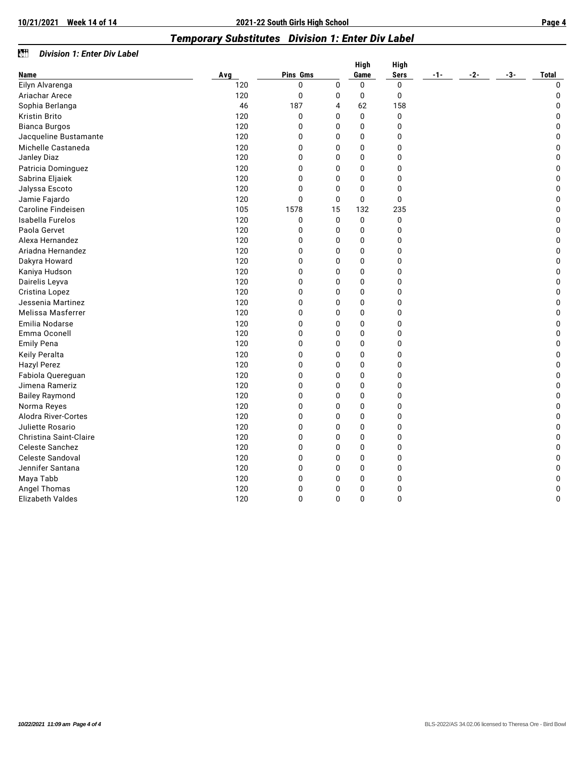## *Temporary Substitutes Division 1: Enter Div Label*

### *Division 1: Enter Div Label*

| Name | Avg | Pins | Gms | High Game | High Sers | -1- | -2- | -3- | Total |
|---|---|---|---|---|---|---|---|---|---|
| Eilyn Alvarenga | 120 | 0 | 0 | 0 | 0 | | | | 0 |
| Ariachar Arece | 120 | 0 | 0 | 0 | 0 | | | | 0 |
| Sophia Berlanga | 46 | 187 | 4 | 62 | 158 | | | | 0 |
| Kristin Brito | 120 | 0 | 0 | 0 | 0 | | | | 0 |
| Bianca Burgos | 120 | 0 | 0 | 0 | 0 | | | | 0 |
| Jacqueline Bustamante | 120 | 0 | 0 | 0 | 0 | | | | 0 |
| Michelle Castaneda | 120 | 0 | 0 | 0 | 0 | | | | 0 |
| Janley Diaz | 120 | 0 | 0 | 0 | 0 | | | | 0 |
| Patricia Dominguez | 120 | 0 | 0 | 0 | 0 | | | | 0 |
| Sabrina Eljaiek | 120 | 0 | 0 | 0 | 0 | | | | 0 |
| Jalyssa Escoto | 120 | 0 | 0 | 0 | 0 | | | | 0 |
| Jamie Fajardo | 120 | 0 | 0 | 0 | 0 | | | | 0 |
| Caroline Findeisen | 105 | 1578 | 15 | 132 | 235 | | | | 0 |
| Isabella Furelos | 120 | 0 | 0 | 0 | 0 | | | | 0 |
| Paola Gervet | 120 | 0 | 0 | 0 | 0 | | | | 0 |
| Alexa Hernandez | 120 | 0 | 0 | 0 | 0 | | | | 0 |
| Ariadna Hernandez | 120 | 0 | 0 | 0 | 0 | | | | 0 |
| Dakyra Howard | 120 | 0 | 0 | 0 | 0 | | | | 0 |
| Kaniya Hudson | 120 | 0 | 0 | 0 | 0 | | | | 0 |
| Dairelis Leyva | 120 | 0 | 0 | 0 | 0 | | | | 0 |
| Cristina Lopez | 120 | 0 | 0 | 0 | 0 | | | | 0 |
| Jessenia Martinez | 120 | 0 | 0 | 0 | 0 | | | | 0 |
| Melissa Masferrer | 120 | 0 | 0 | 0 | 0 | | | | 0 |
| Emilia Nodarse | 120 | 0 | 0 | 0 | 0 | | | | 0 |
| Emma Oconell | 120 | 0 | 0 | 0 | 0 | | | | 0 |
| Emily Pena | 120 | 0 | 0 | 0 | 0 | | | | 0 |
| Keily Peralta | 120 | 0 | 0 | 0 | 0 | | | | 0 |
| Hazyl Perez | 120 | 0 | 0 | 0 | 0 | | | | 0 |
| Fabiola Quereguan | 120 | 0 | 0 | 0 | 0 | | | | 0 |
| Jimena Rameriz | 120 | 0 | 0 | 0 | 0 | | | | 0 |
| Bailey Raymond | 120 | 0 | 0 | 0 | 0 | | | | 0 |
| Norma Reyes | 120 | 0 | 0 | 0 | 0 | | | | 0 |
| Alodra River-Cortes | 120 | 0 | 0 | 0 | 0 | | | | 0 |
| Juliette Rosario | 120 | 0 | 0 | 0 | 0 | | | | 0 |
| Christina Saint-Claire | 120 | 0 | 0 | 0 | 0 | | | | 0 |
| Celeste Sanchez | 120 | 0 | 0 | 0 | 0 | | | | 0 |
| Celeste Sandoval | 120 | 0 | 0 | 0 | 0 | | | | 0 |
| Jennifer Santana | 120 | 0 | 0 | 0 | 0 | | | | 0 |
| Maya Tabb | 120 | 0 | 0 | 0 | 0 | | | | 0 |
| Angel Thomas | 120 | 0 | 0 | 0 | 0 | | | | 0 |
| Elizabeth Valdes | 120 | 0 | 0 | 0 | 0 | | | | 0 |